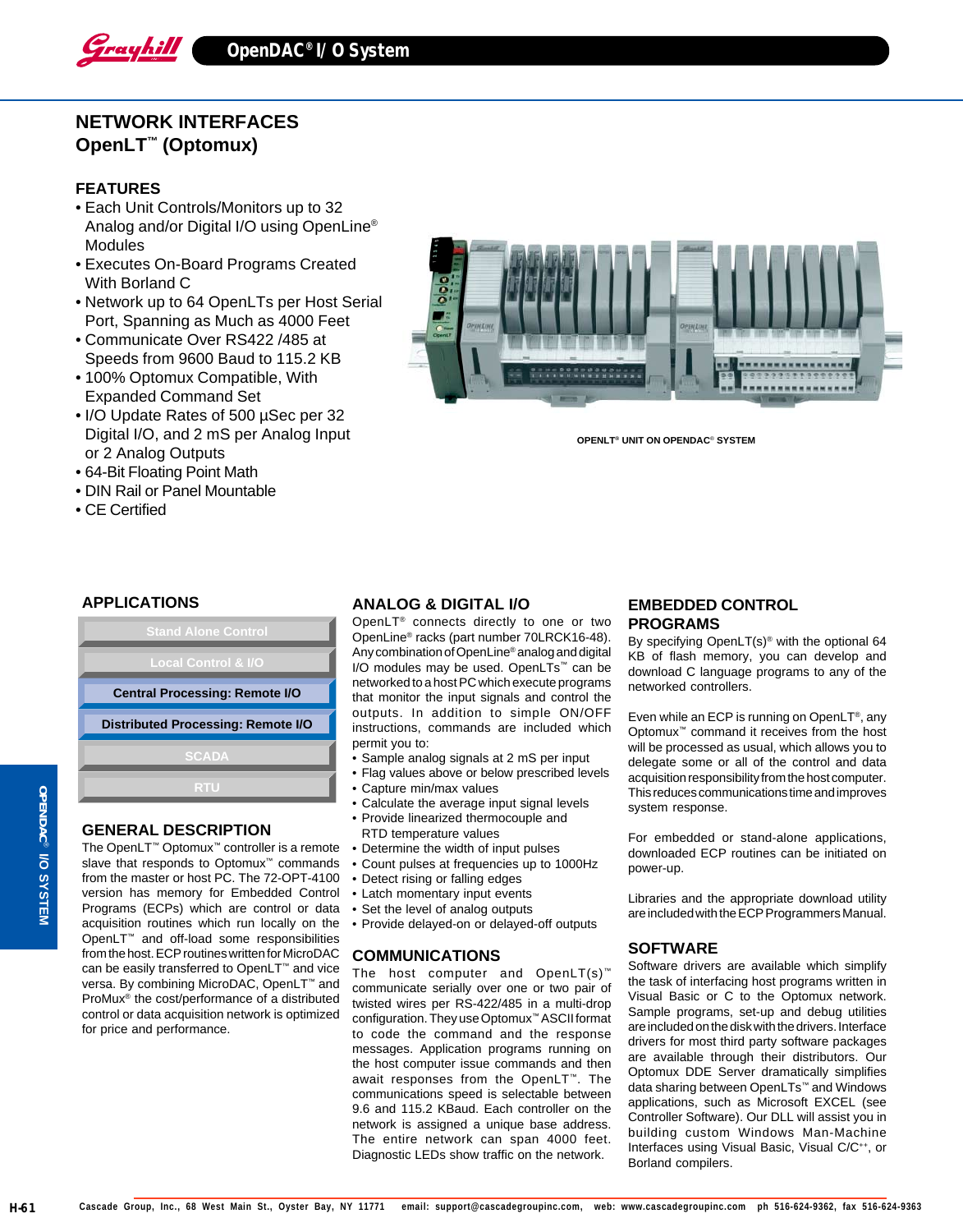## NETWORK INTERFACES
## OpenLT™ (Optomux)

### FEATURES

- Each Unit Controls/Monitors up to 32 Analog and/or Digital I/O using OpenLine® Modules
- Executes On-Board Programs Created With Borland C
- Network up to 64 OpenLTs per Host Serial Port, Spanning as Much as 4000 Feet
- Communicate Over RS422 /485 at Speeds from 9600 Baud to 115.2 KB
- 100% Optomux Compatible, With Expanded Command Set
- I/O Update Rates of 500 µSec per 32 Digital I/O, and 2 mS per Analog Input or 2 Analog Outputs
- 64-Bit Floating Point Math
- DIN Rail or Panel Mountable
- CE Certified

OPENLT® UNIT ON OPENDAC® SYSTEM

### APPLICATIONS

- Stand Alone Control
- Local Control & I/O
- **Central Processing: Remote I/O**
- **Distributed Processing: Remote I/O**
- SCADA
- RTU

### GENERAL DESCRIPTION

The OpenLT™ Optomux™ controller is a remote slave that responds to Optomux™ commands from the master or host PC. The 72-OPT-4100 version has memory for Embedded Control Programs (ECPs) which are control or data acquisition routines which run locally on the OpenLT™ and off-load some responsibilities from the host. ECP routines written for MicroDAC can be easily transferred to OpenLT™ and vice versa. By combining MicroDAC, OpenLT™ and ProMux® the cost/performance of a distributed control or data acquisition network is optimized for price and performance.

### ANALOG & DIGITAL I/O

OpenLT® connects directly to one or two OpenLine® racks (part number 70LRCK16-48). Any combination of OpenLine® analog and digital I/O modules may be used. OpenLTs™ can be networked to a host PC which execute programs that monitor the input signals and control the outputs. In addition to simple ON/OFF instructions, commands are included which permit you to:

- Sample analog signals at 2 mS per input
- Flag values above or below prescribed levels
- Capture min/max values
- Calculate the average input signal levels
- Provide linearized thermocouple and RTD temperature values
- Determine the width of input pulses
- Count pulses at frequencies up to 1000Hz
- Detect rising or falling edges
- Latch momentary input events
- Set the level of analog outputs
- Provide delayed-on or delayed-off outputs

### COMMUNICATIONS

The host computer and OpenLT(s)™ communicate serially over one or two pair of twisted wires per RS-422/485 in a multi-drop configuration. They use Optomux™ ASCII format to code the command and the response messages. Application programs running on the host computer issue commands and then await responses from the OpenLT™. The communications speed is selectable between 9.6 and 115.2 KBaud. Each controller on the network is assigned a unique base address. The entire network can span 4000 feet. Diagnostic LEDs show traffic on the network.

### EMBEDDED CONTROL PROGRAMS

By specifying OpenLT(s)® with the optional 64 KB of flash memory, you can develop and download C language programs to any of the networked controllers.

Even while an ECP is running on OpenLT®, any Optomux™ command it receives from the host will be processed as usual, which allows you to delegate some or all of the control and data acquisition responsibility from the host computer. This reduces communications time and improves system response.

For embedded or stand-alone applications, downloaded ECP routines can be initiated on power-up.

Libraries and the appropriate download utility are included with the ECP Programmers Manual.

### SOFTWARE

Software drivers are available which simplify the task of interfacing host programs written in Visual Basic or C to the Optomux network. Sample programs, set-up and debug utilities are included on the disk with the drivers. Interface drivers for most third party software packages are available through their distributors. Our Optomux DDE Server dramatically simplifies data sharing between OpenLTs™ and Windows applications, such as Microsoft EXCEL (see Controller Software). Our DLL will assist you in building custom Windows Man-Machine Interfaces using Visual Basic, Visual C/C++, or Borland compilers.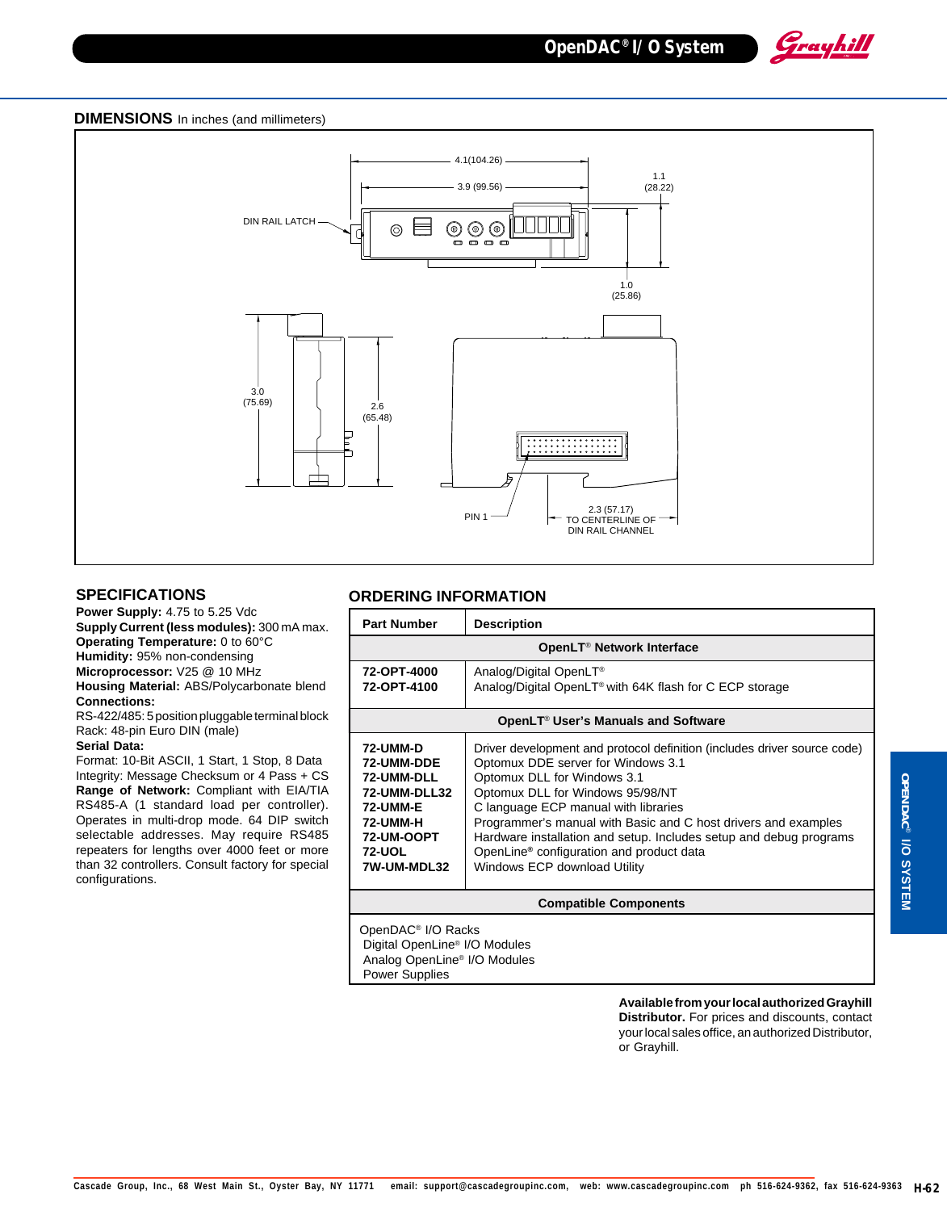## DIMENSIONS In inches (and millimeters)

4.1(104.26)
3.9 (99.56)
1.1
(28.22)
DIN RAIL LATCH
1.0
(25.86)
3.0
(75.69)
2.6
(65.48)
PIN 1
2.3 (57.17)
TO CENTERLINE OF
DIN RAIL CHANNEL

## SPECIFICATIONS

**Power Supply:** 4.75 to 5.25 Vdc
**Supply Current (less modules):** 300 mA max.
**Operating Temperature:** 0 to 60°C
**Humidity:** 95% non-condensing
**Microprocessor:** V25 @ 10 MHz
**Housing Material:** ABS/Polycarbonate blend
**Connections:**
RS-422/485: 5 position pluggable terminal block
Rack: 48-pin Euro DIN (male)
**Serial Data:**
Format: 10-Bit ASCII, 1 Start, 1 Stop, 8 Data
Integrity: Message Checksum or 4 Pass + CS
**Range of Network:** Compliant with EIA/TIA RS485-A (1 standard load per controller). Operates in multi-drop mode. 64 DIP switch selectable addresses. May require RS485 repeaters for lengths over 4000 feet or more than 32 controllers. Consult factory for special configurations.

## ORDERING INFORMATION

| Part Number | Description |
|---|---|
| **OpenLT® Network Interface** | |
| **72-OPT-4000** | Analog/Digital OpenLT® |
| **72-OPT-4100** | Analog/Digital OpenLT® with 64K flash for C ECP storage |
| **OpenLT® User's Manuals and Software** | |
| **72-UMM-D** | Driver development and protocol definition (includes driver source code) |
| **72-UMM-DDE** | Optomux DDE server for Windows 3.1 |
| **72-UMM-DLL** | Optomux DLL for Windows 3.1 |
| **72-UMM-DLL32** | Optomux DLL for Windows 95/98/NT |
| **72-UMM-E** | C language ECP manual with libraries |
| **72-UMM-H** | Programmer's manual with Basic and C host drivers and examples |
| **72-UM-OOPT** | Hardware installation and setup. Includes setup and debug programs |
| **72-UOL** | OpenLine® configuration and product data |
| **7W-UM-MDL32** | Windows ECP download Utility |
| **Compatible Components** | |
| OpenDAC® I/O Racks<br>Digital OpenLine® I/O Modules<br>Analog OpenLine® I/O Modules<br>Power Supplies | |

**Available from your local authorized Grayhill Distributor.** For prices and discounts, contact your local sales office, an authorized Distributor, or Grayhill.